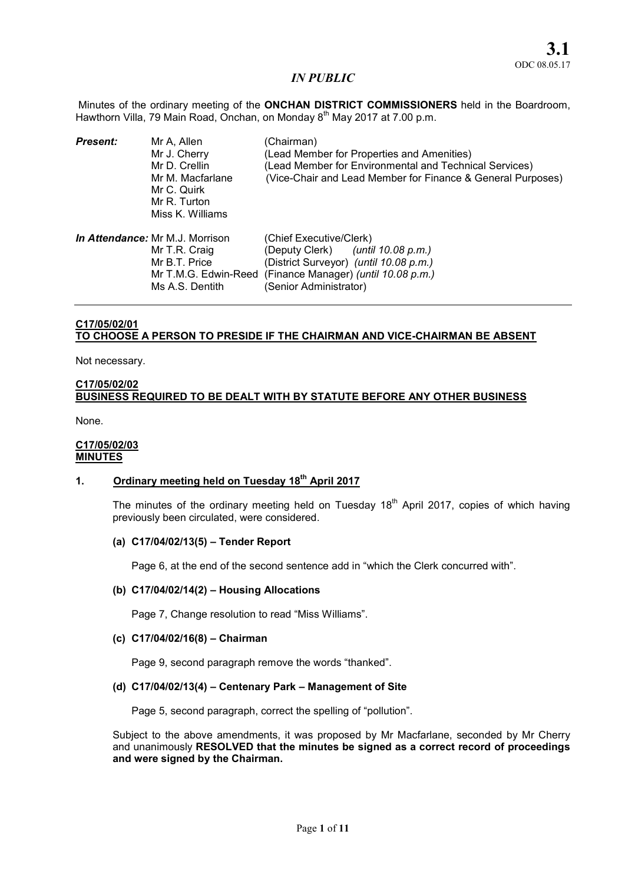**3.1**
ODC 08.05.17

*IN PUBLIC*

Minutes of the ordinary meeting of the **ONCHAN DISTRICT COMMISSIONERS** held in the Boardroom, Hawthorn Villa, 79 Main Road, Onchan, on Monday 8th May 2017 at 7.00 p.m.

| | | |
|---|---|---|
| ***Present:*** | Mr A, Allen | (Chairman) |
| | Mr J. Cherry | (Lead Member for Properties and Amenities) |
| | Mr D. Crellin | (Lead Member for Environmental and Technical Services) |
| | Mr M. Macfarlane | (Vice-Chair and Lead Member for Finance & General Purposes) |
| | Mr C. Quirk | |
| | Mr R. Turton | |
| | Miss K. Williams | |
| ***In Attendance:*** | Mr M.J. Morrison | (Chief Executive/Clerk) |
| | Mr T.R. Craig | (Deputy Clerk) *(until 10.08 p.m.)* |
| | Mr B.T. Price | (District Surveyor) *(until 10.08 p.m.)* |
| | Mr T.M.G. Edwin-Reed | (Finance Manager) *(until 10.08 p.m.)* |
| | Ms A.S. Dentith | (Senior Administrator) |

**C17/05/02/01**
**TO CHOOSE A PERSON TO PRESIDE IF THE CHAIRMAN AND VICE-CHAIRMAN BE ABSENT**

Not necessary.

**C17/05/02/02**
**BUSINESS REQUIRED TO BE DEALT WITH BY STATUTE BEFORE ANY OTHER BUSINESS**

None.

**C17/05/02/03**
**MINUTES**

**1. Ordinary meeting held on Tuesday 18th April 2017**

The minutes of the ordinary meeting held on Tuesday 18th April 2017, copies of which having previously been circulated, were considered.

**(a) C17/04/02/13(5) – Tender Report**

Page 6, at the end of the second sentence add in "which the Clerk concurred with".

**(b) C17/04/02/14(2) – Housing Allocations**

Page 7, Change resolution to read "Miss Williams".

**(c) C17/04/02/16(8) – Chairman**

Page 9, second paragraph remove the words "thanked".

**(d) C17/04/02/13(4) – Centenary Park – Management of Site**

Page 5, second paragraph, correct the spelling of "pollution".

Subject to the above amendments, it was proposed by Mr Macfarlane, seconded by Mr Cherry and unanimously **RESOLVED that the minutes be signed as a correct record of proceedings and were signed by the Chairman.**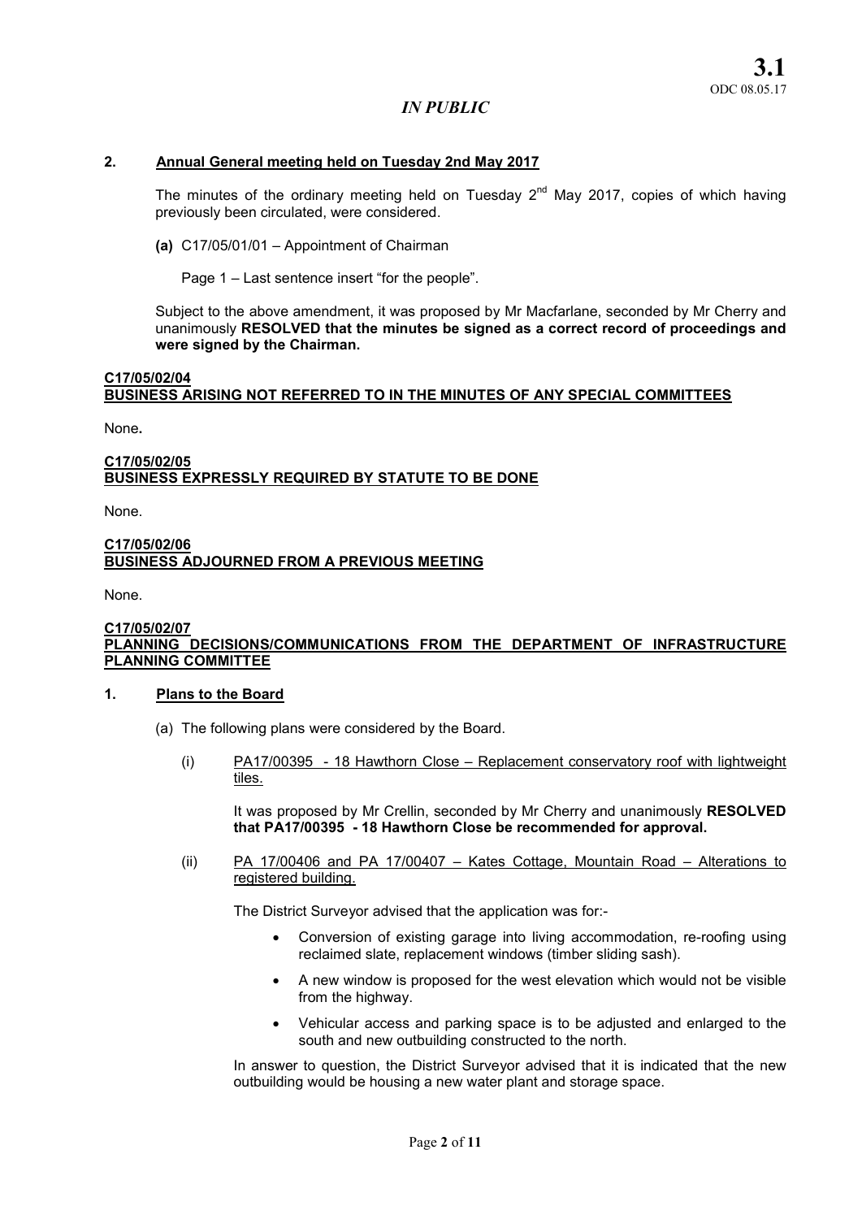*IN PUBLIC*

## 2. Annual General meeting held on Tuesday 2nd May 2017

The minutes of the ordinary meeting held on Tuesday 2nd May 2017, copies of which having previously been circulated, were considered.

**(a)** C17/05/01/01 – Appointment of Chairman

Page 1 – Last sentence insert "for the people".

Subject to the above amendment, it was proposed by Mr Macfarlane, seconded by Mr Cherry and unanimously **RESOLVED that the minutes be signed as a correct record of proceedings and were signed by the Chairman.**

## C17/05/02/04 BUSINESS ARISING NOT REFERRED TO IN THE MINUTES OF ANY SPECIAL COMMITTEES

None**.**

## C17/05/02/05 BUSINESS EXPRESSLY REQUIRED BY STATUTE TO BE DONE

None.

## C17/05/02/06 BUSINESS ADJOURNED FROM A PREVIOUS MEETING

None.

## C17/05/02/07 PLANNING DECISIONS/COMMUNICATIONS FROM THE DEPARTMENT OF INFRASTRUCTURE PLANNING COMMITTEE

### 1. Plans to the Board

(a) The following plans were considered by the Board.

(i) PA17/00395 - 18 Hawthorn Close – Replacement conservatory roof with lightweight tiles.

It was proposed by Mr Crellin, seconded by Mr Cherry and unanimously **RESOLVED that PA17/00395 - 18 Hawthorn Close be recommended for approval.**

(ii) PA 17/00406 and PA 17/00407 – Kates Cottage, Mountain Road – Alterations to registered building.

The District Surveyor advised that the application was for:-

- Conversion of existing garage into living accommodation, re-roofing using reclaimed slate, replacement windows (timber sliding sash).
- A new window is proposed for the west elevation which would not be visible from the highway.
- Vehicular access and parking space is to be adjusted and enlarged to the south and new outbuilding constructed to the north.

In answer to question, the District Surveyor advised that it is indicated that the new outbuilding would be housing a new water plant and storage space.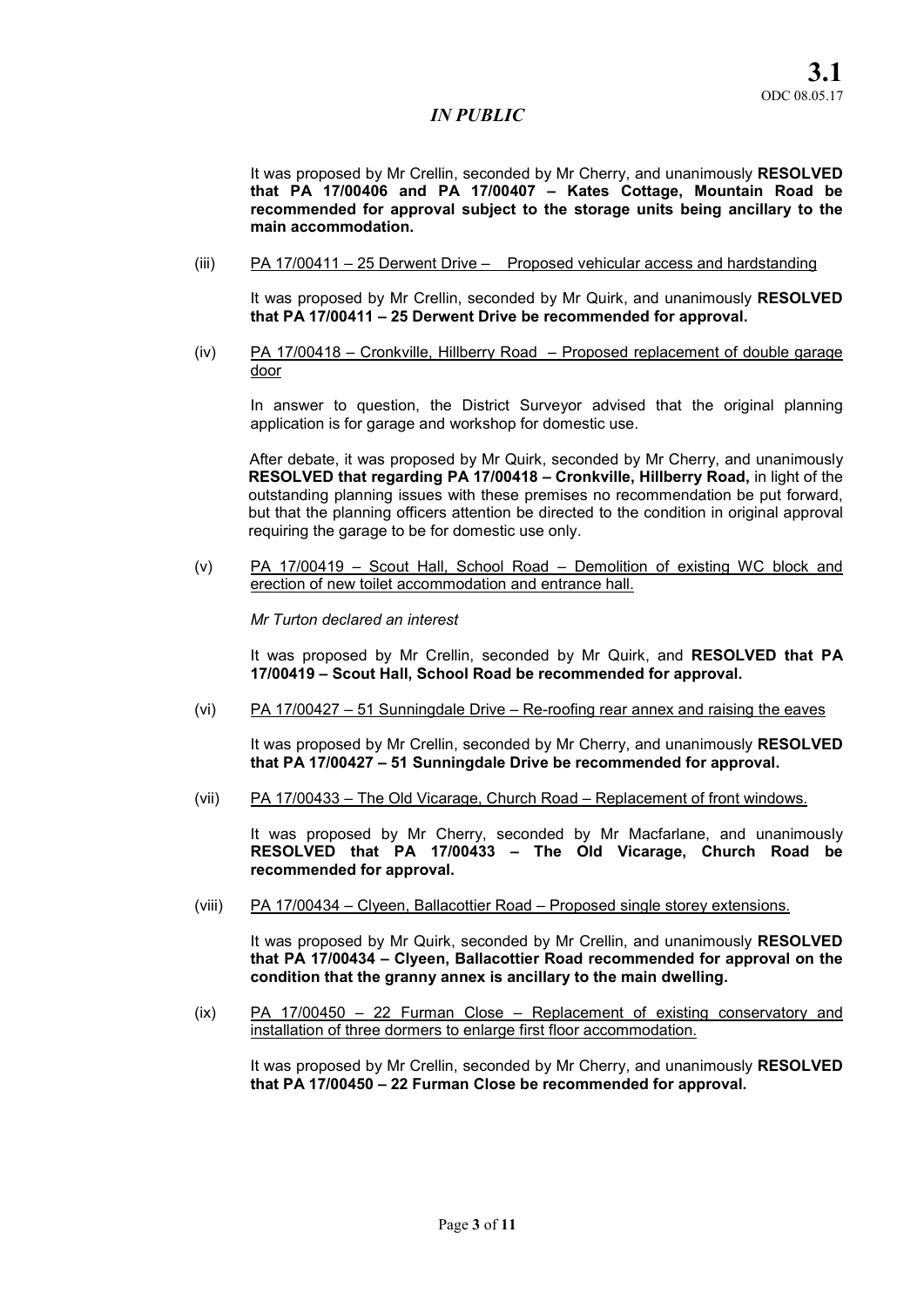It was proposed by Mr Crellin, seconded by Mr Cherry, and unanimously **RESOLVED that PA 17/00406 and PA 17/00407 – Kates Cottage, Mountain Road be recommended for approval subject to the storage units being ancillary to the main accommodation.**

(iii) PA 17/00411 – 25 Derwent Drive – Proposed vehicular access and hardstanding

It was proposed by Mr Crellin, seconded by Mr Quirk, and unanimously **RESOLVED that PA 17/00411 – 25 Derwent Drive be recommended for approval.**

(iv) PA 17/00418 – Cronkville, Hillberry Road – Proposed replacement of double garage door

In answer to question, the District Surveyor advised that the original planning application is for garage and workshop for domestic use.

After debate, it was proposed by Mr Quirk, seconded by Mr Cherry, and unanimously **RESOLVED that regarding PA 17/00418 – Cronkville, Hillberry Road,** in light of the outstanding planning issues with these premises no recommendation be put forward, but that the planning officers attention be directed to the condition in original approval requiring the garage to be for domestic use only.

(v) PA 17/00419 – Scout Hall, School Road – Demolition of existing WC block and erection of new toilet accommodation and entrance hall.

*Mr Turton declared an interest*

It was proposed by Mr Crellin, seconded by Mr Quirk, and **RESOLVED that PA 17/00419 – Scout Hall, School Road be recommended for approval.**

(vi) PA 17/00427 – 51 Sunningdale Drive – Re-roofing rear annex and raising the eaves

It was proposed by Mr Crellin, seconded by Mr Cherry, and unanimously **RESOLVED that PA 17/00427 – 51 Sunningdale Drive be recommended for approval.**

(vii) PA 17/00433 – The Old Vicarage, Church Road – Replacement of front windows.

It was proposed by Mr Cherry, seconded by Mr Macfarlane, and unanimously **RESOLVED that PA 17/00433 – The Old Vicarage, Church Road be recommended for approval.**

(viii) PA 17/00434 – Clyeen, Ballacottier Road – Proposed single storey extensions.

It was proposed by Mr Quirk, seconded by Mr Crellin, and unanimously **RESOLVED that PA 17/00434 – Clyeen, Ballacottier Road recommended for approval on the condition that the granny annex is ancillary to the main dwelling.**

(ix) PA 17/00450 – 22 Furman Close – Replacement of existing conservatory and installation of three dormers to enlarge first floor accommodation.

It was proposed by Mr Crellin, seconded by Mr Cherry, and unanimously **RESOLVED that PA 17/00450 – 22 Furman Close be recommended for approval.**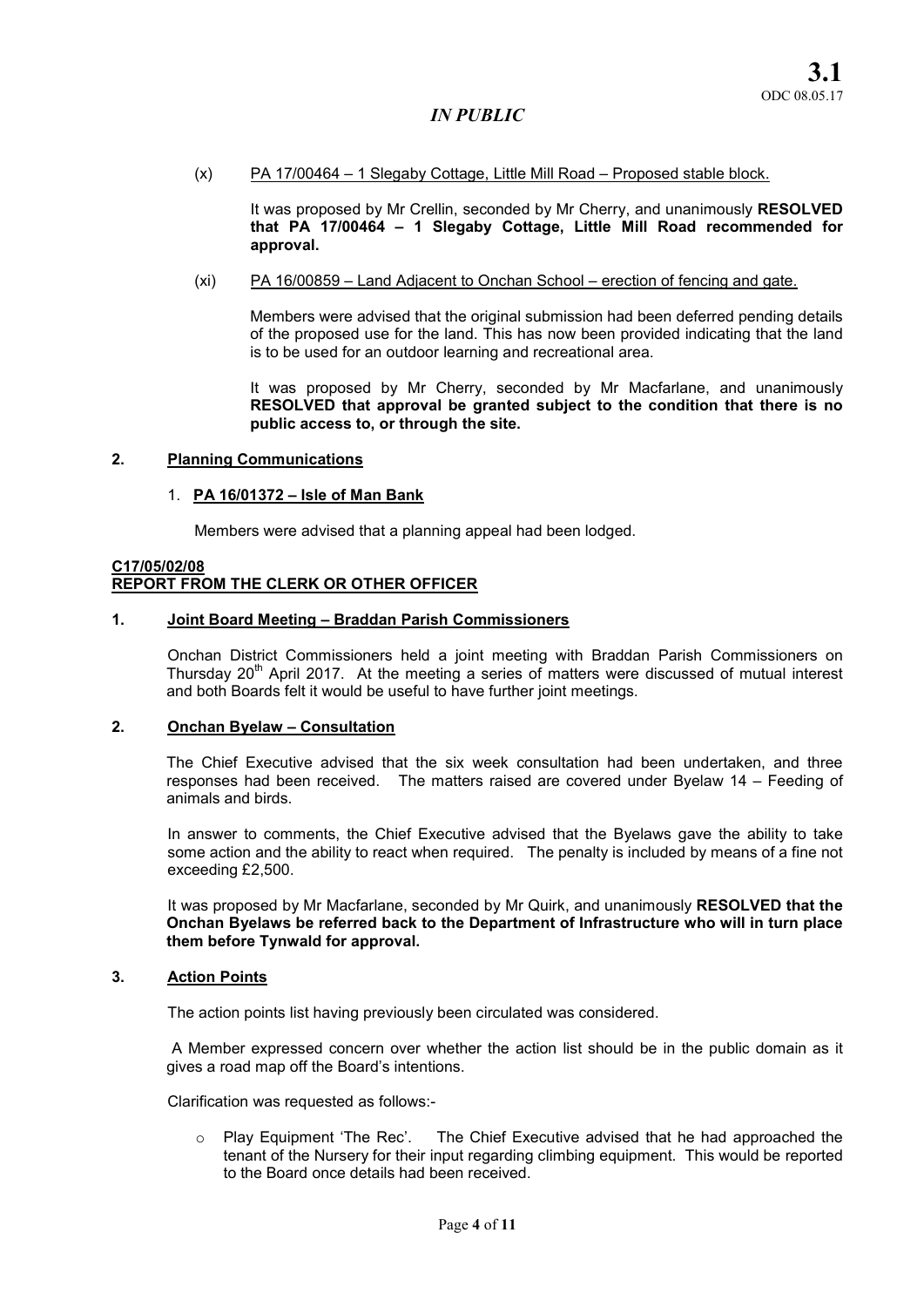*IN PUBLIC*

(x) PA 17/00464 – 1 Slegaby Cottage, Little Mill Road – Proposed stable block.

It was proposed by Mr Crellin, seconded by Mr Cherry, and unanimously **RESOLVED that PA 17/00464 – 1 Slegaby Cottage, Little Mill Road recommended for approval.**

(xi) PA 16/00859 – Land Adjacent to Onchan School – erection of fencing and gate.

Members were advised that the original submission had been deferred pending details of the proposed use for the land. This has now been provided indicating that the land is to be used for an outdoor learning and recreational area.

It was proposed by Mr Cherry, seconded by Mr Macfarlane, and unanimously **RESOLVED that approval be granted subject to the condition that there is no public access to, or through the site.**

## 2. Planning Communications

1. **PA 16/01372 – Isle of Man Bank**

Members were advised that a planning appeal had been lodged.

## C17/05/02/08
## REPORT FROM THE CLERK OR OTHER OFFICER

### 1. Joint Board Meeting – Braddan Parish Commissioners

Onchan District Commissioners held a joint meeting with Braddan Parish Commissioners on Thursday 20th April 2017. At the meeting a series of matters were discussed of mutual interest and both Boards felt it would be useful to have further joint meetings.

### 2. Onchan Byelaw – Consultation

The Chief Executive advised that the six week consultation had been undertaken, and three responses had been received. The matters raised are covered under Byelaw 14 – Feeding of animals and birds.

In answer to comments, the Chief Executive advised that the Byelaws gave the ability to take some action and the ability to react when required. The penalty is included by means of a fine not exceeding £2,500.

It was proposed by Mr Macfarlane, seconded by Mr Quirk, and unanimously **RESOLVED that the Onchan Byelaws be referred back to the Department of Infrastructure who will in turn place them before Tynwald for approval.**

### 3. Action Points

The action points list having previously been circulated was considered.

A Member expressed concern over whether the action list should be in the public domain as it gives a road map off the Board's intentions.

Clarification was requested as follows:-

- Play Equipment 'The Rec'. The Chief Executive advised that he had approached the tenant of the Nursery for their input regarding climbing equipment. This would be reported to the Board once details had been received.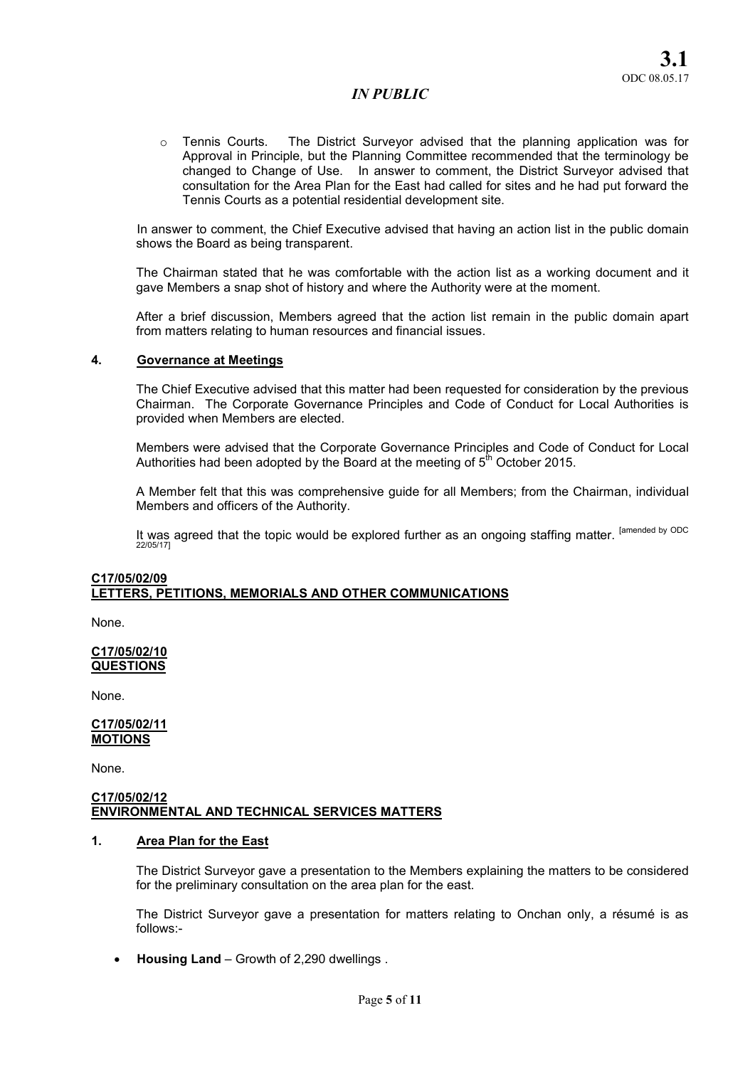- Tennis Courts. The District Surveyor advised that the planning application was for Approval in Principle, but the Planning Committee recommended that the terminology be changed to Change of Use. In answer to comment, the District Surveyor advised that consultation for the Area Plan for the East had called for sites and he had put forward the Tennis Courts as a potential residential development site.

In answer to comment, the Chief Executive advised that having an action list in the public domain shows the Board as being transparent.

The Chairman stated that he was comfortable with the action list as a working document and it gave Members a snap shot of history and where the Authority were at the moment.

After a brief discussion, Members agreed that the action list remain in the public domain apart from matters relating to human resources and financial issues.

**4. Governance at Meetings**

The Chief Executive advised that this matter had been requested for consideration by the previous Chairman. The Corporate Governance Principles and Code of Conduct for Local Authorities is provided when Members are elected.

Members were advised that the Corporate Governance Principles and Code of Conduct for Local Authorities had been adopted by the Board at the meeting of 5th October 2015.

A Member felt that this was comprehensive guide for all Members; from the Chairman, individual Members and officers of the Authority.

It was agreed that the topic would be explored further as an ongoing staffing matter. [amended by ODC 22/05/17]

**C17/05/02/09**
**LETTERS, PETITIONS, MEMORIALS AND OTHER COMMUNICATIONS**

None.

**C17/05/02/10**
**QUESTIONS**

None.

**C17/05/02/11**
**MOTIONS**

None.

**C17/05/02/12**
**ENVIRONMENTAL AND TECHNICAL SERVICES MATTERS**

**1. Area Plan for the East**

The District Surveyor gave a presentation to the Members explaining the matters to be considered for the preliminary consultation on the area plan for the east.

The District Surveyor gave a presentation for matters relating to Onchan only, a résumé is as follows:-

- **Housing Land** – Growth of 2,290 dwellings .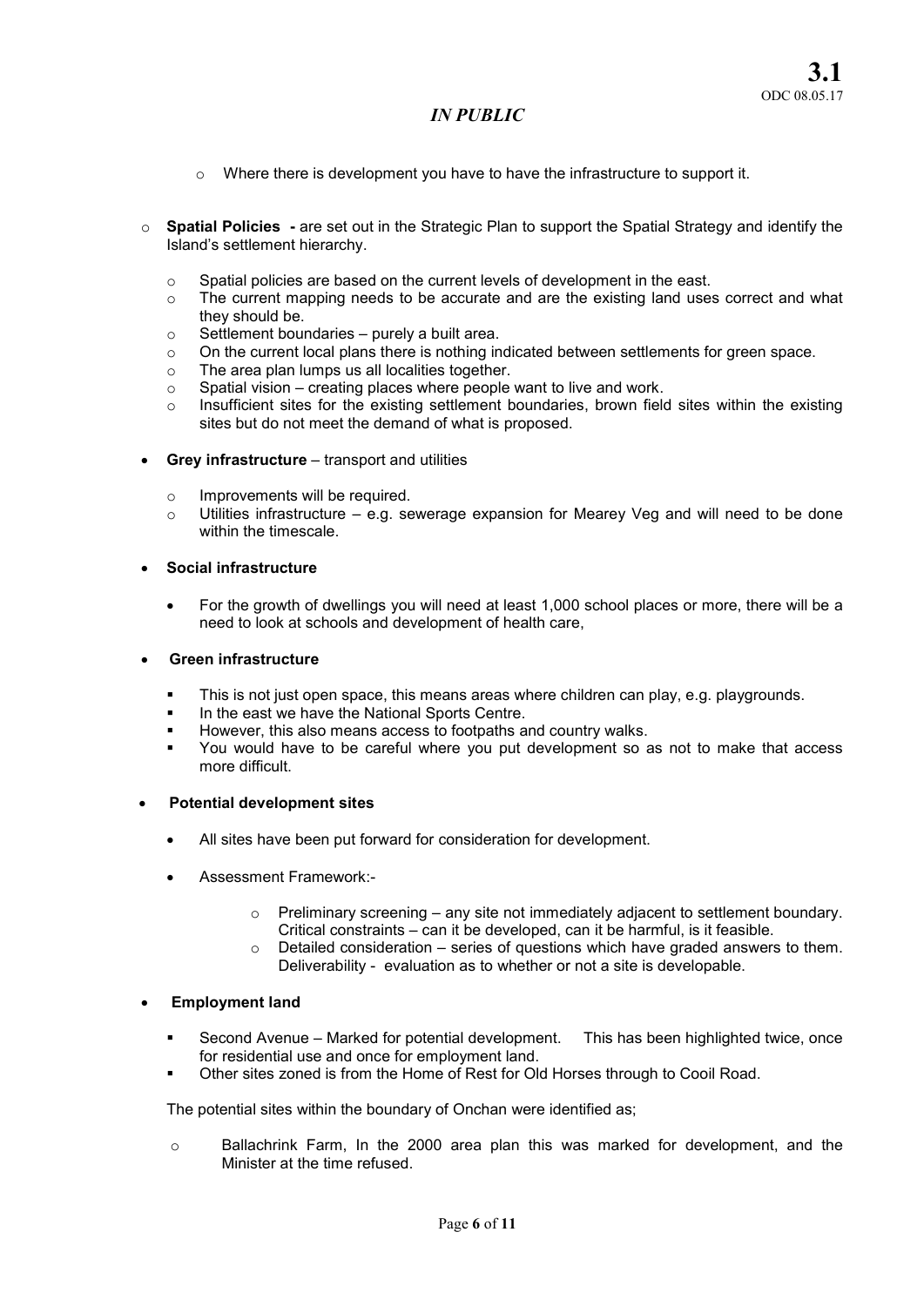- Where there is development you have to have the infrastructure to support it.

- **Spatial Policies** - are set out in the Strategic Plan to support the Spatial Strategy and identify the Island's settlement hierarchy.
  - Spatial policies are based on the current levels of development in the east.
  - The current mapping needs to be accurate and are the existing land uses correct and what they should be.
  - Settlement boundaries – purely a built area.
  - On the current local plans there is nothing indicated between settlements for green space.
  - The area plan lumps us all localities together.
  - Spatial vision – creating places where people want to live and work.
  - Insufficient sites for the existing settlement boundaries, brown field sites within the existing sites but do not meet the demand of what is proposed.

- **Grey infrastructure** – transport and utilities
  - Improvements will be required.
  - Utilities infrastructure – e.g. sewerage expansion for Mearey Veg and will need to be done within the timescale.

- **Social infrastructure**
  - For the growth of dwellings you will need at least 1,000 school places or more, there will be a need to look at schools and development of health care,

- **Green infrastructure**
  - This is not just open space, this means areas where children can play, e.g. playgrounds.
  - In the east we have the National Sports Centre.
  - However, this also means access to footpaths and country walks.
  - You would have to be careful where you put development so as not to make that access more difficult.

- **Potential development sites**
  - All sites have been put forward for consideration for development.
  - Assessment Framework:-
    - Preliminary screening – any site not immediately adjacent to settlement boundary. Critical constraints – can it be developed, can it be harmful, is it feasible.
    - Detailed consideration – series of questions which have graded answers to them. Deliverability - evaluation as to whether or not a site is developable.

- **Employment land**
  - Second Avenue – Marked for potential development. This has been highlighted twice, once for residential use and once for employment land.
  - Other sites zoned is from the Home of Rest for Old Horses through to Cooil Road.

The potential sites within the boundary of Onchan were identified as;

- Ballachrink Farm, In the 2000 area plan this was marked for development, and the Minister at the time refused.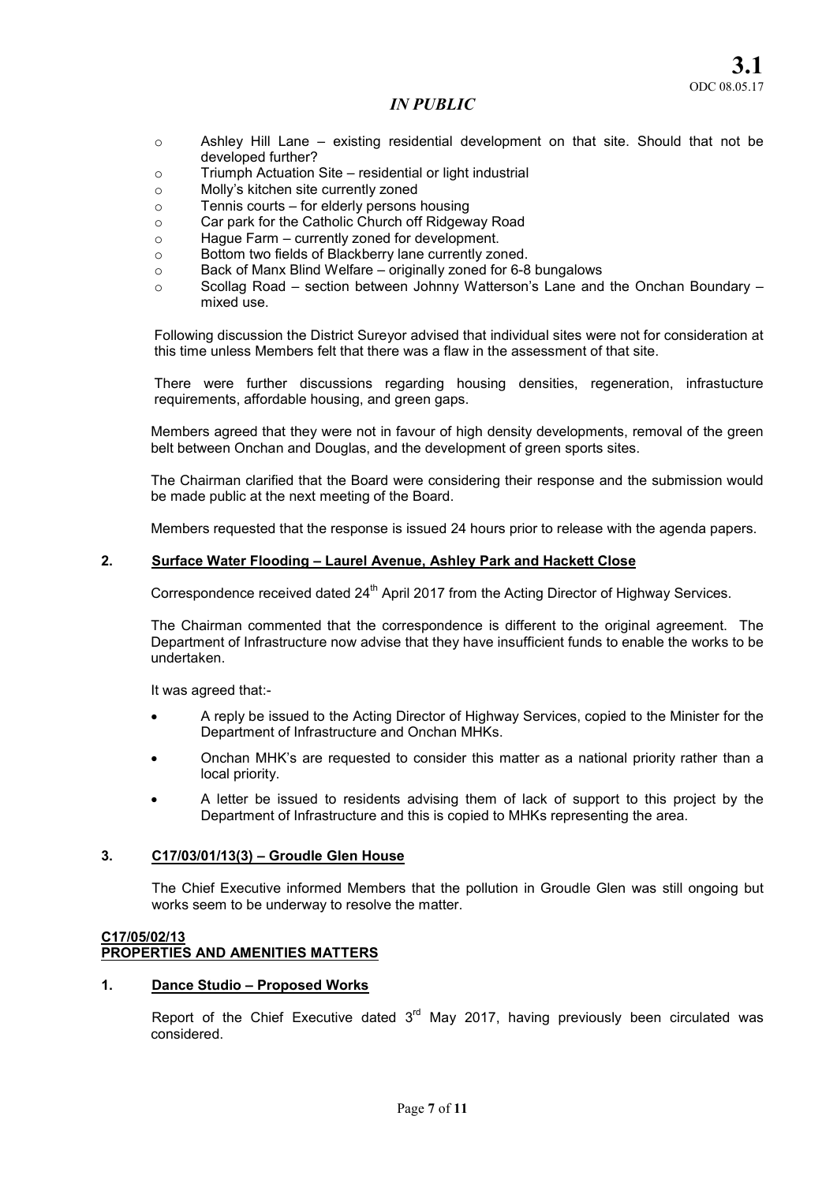- Ashley Hill Lane – existing residential development on that site. Should that not be developed further?
- Triumph Actuation Site – residential or light industrial
- Molly's kitchen site currently zoned
- Tennis courts – for elderly persons housing
- Car park for the Catholic Church off Ridgeway Road
- Hague Farm – currently zoned for development.
- Bottom two fields of Blackberry lane currently zoned.
- Back of Manx Blind Welfare – originally zoned for 6-8 bungalows
- Scollag Road – section between Johnny Watterson's Lane and the Onchan Boundary – mixed use.

Following discussion the District Sureyor advised that individual sites were not for consideration at this time unless Members felt that there was a flaw in the assessment of that site.

There were further discussions regarding housing densities, regeneration, infrastucture requirements, affordable housing, and green gaps.

Members agreed that they were not in favour of high density developments, removal of the green belt between Onchan and Douglas, and the development of green sports sites.

The Chairman clarified that the Board were considering their response and the submission would be made public at the next meeting of the Board.

Members requested that the response is issued 24 hours prior to release with the agenda papers.

**2. Surface Water Flooding – Laurel Avenue, Ashley Park and Hackett Close**

Correspondence received dated 24th April 2017 from the Acting Director of Highway Services.

The Chairman commented that the correspondence is different to the original agreement. The Department of Infrastructure now advise that they have insufficient funds to enable the works to be undertaken.

It was agreed that:-

- A reply be issued to the Acting Director of Highway Services, copied to the Minister for the Department of Infrastructure and Onchan MHKs.
- Onchan MHK's are requested to consider this matter as a national priority rather than a local priority.
- A letter be issued to residents advising them of lack of support to this project by the Department of Infrastructure and this is copied to MHKs representing the area.

**3. C17/03/01/13(3) – Groudle Glen House**

The Chief Executive informed Members that the pollution in Groudle Glen was still ongoing but works seem to be underway to resolve the matter.

**C17/05/02/13**
**PROPERTIES AND AMENITIES MATTERS**

**1. Dance Studio – Proposed Works**

Report of the Chief Executive dated 3rd May 2017, having previously been circulated was considered.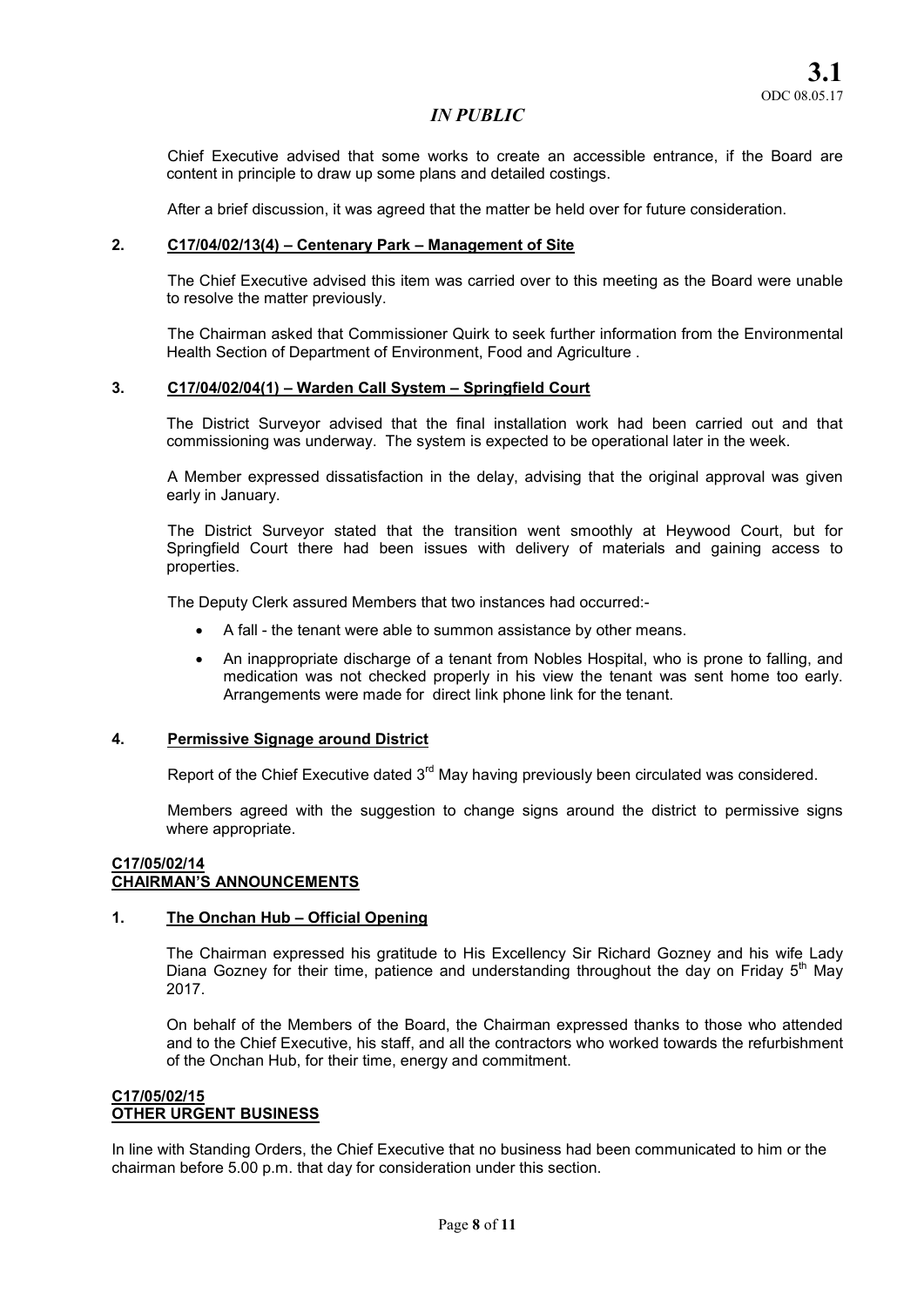Chief Executive advised that some works to create an accessible entrance, if the Board are content in principle to draw up some plans and detailed costings.

After a brief discussion, it was agreed that the matter be held over for future consideration.

**2. C17/04/02/13(4) – Centenary Park – Management of Site**

The Chief Executive advised this item was carried over to this meeting as the Board were unable to resolve the matter previously.

The Chairman asked that Commissioner Quirk to seek further information from the Environmental Health Section of Department of Environment, Food and Agriculture .

**3. C17/04/02/04(1) – Warden Call System – Springfield Court**

The District Surveyor advised that the final installation work had been carried out and that commissioning was underway. The system is expected to be operational later in the week.

A Member expressed dissatisfaction in the delay, advising that the original approval was given early in January.

The District Surveyor stated that the transition went smoothly at Heywood Court, but for Springfield Court there had been issues with delivery of materials and gaining access to properties.

The Deputy Clerk assured Members that two instances had occurred:-

- A fall - the tenant were able to summon assistance by other means.
- An inappropriate discharge of a tenant from Nobles Hospital, who is prone to falling, and medication was not checked properly in his view the tenant was sent home too early. Arrangements were made for direct link phone link for the tenant.

**4. Permissive Signage around District**

Report of the Chief Executive dated 3rd May having previously been circulated was considered.

Members agreed with the suggestion to change signs around the district to permissive signs where appropriate.

**C17/05/02/14**
**CHAIRMAN'S ANNOUNCEMENTS**

**1. The Onchan Hub – Official Opening**

The Chairman expressed his gratitude to His Excellency Sir Richard Gozney and his wife Lady Diana Gozney for their time, patience and understanding throughout the day on Friday 5th May 2017.

On behalf of the Members of the Board, the Chairman expressed thanks to those who attended and to the Chief Executive, his staff, and all the contractors who worked towards the refurbishment of the Onchan Hub, for their time, energy and commitment.

**C17/05/02/15**
**OTHER URGENT BUSINESS**

In line with Standing Orders, the Chief Executive that no business had been communicated to him or the chairman before 5.00 p.m. that day for consideration under this section.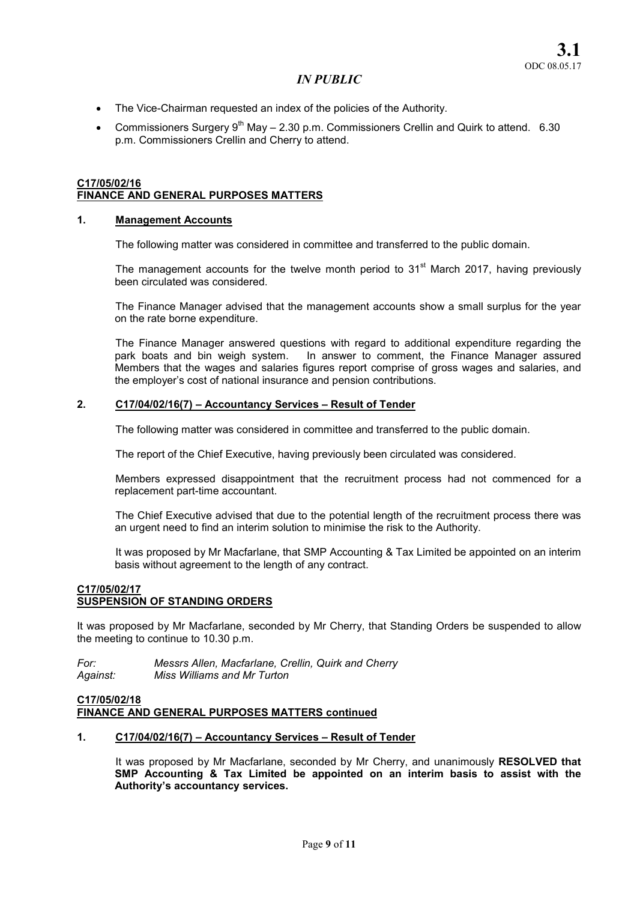*IN PUBLIC*

- The Vice-Chairman requested an index of the policies of the Authority.
- Commissioners Surgery 9th May – 2.30 p.m. Commissioners Crellin and Quirk to attend. 6.30 p.m. Commissioners Crellin and Cherry to attend.

## C17/05/02/16
## FINANCE AND GENERAL PURPOSES MATTERS

### 1. Management Accounts

The following matter was considered in committee and transferred to the public domain.

The management accounts for the twelve month period to 31st March 2017, having previously been circulated was considered.

The Finance Manager advised that the management accounts show a small surplus for the year on the rate borne expenditure.

The Finance Manager answered questions with regard to additional expenditure regarding the park boats and bin weigh system. In answer to comment, the Finance Manager assured Members that the wages and salaries figures report comprise of gross wages and salaries, and the employer's cost of national insurance and pension contributions.

### 2. C17/04/02/16(7) – Accountancy Services – Result of Tender

The following matter was considered in committee and transferred to the public domain.

The report of the Chief Executive, having previously been circulated was considered.

Members expressed disappointment that the recruitment process had not commenced for a replacement part-time accountant.

The Chief Executive advised that due to the potential length of the recruitment process there was an urgent need to find an interim solution to minimise the risk to the Authority.

It was proposed by Mr Macfarlane, that SMP Accounting & Tax Limited be appointed on an interim basis without agreement to the length of any contract.

## C17/05/02/17
## SUSPENSION OF STANDING ORDERS

It was proposed by Mr Macfarlane, seconded by Mr Cherry, that Standing Orders be suspended to allow the meeting to continue to 10.30 p.m.

*For:* *Messrs Allen, Macfarlane, Crellin, Quirk and Cherry*
*Against:* *Miss Williams and Mr Turton*

## C17/05/02/18
## FINANCE AND GENERAL PURPOSES MATTERS continued

### 1. C17/04/02/16(7) – Accountancy Services – Result of Tender

It was proposed by Mr Macfarlane, seconded by Mr Cherry, and unanimously **RESOLVED that SMP Accounting & Tax Limited be appointed on an interim basis to assist with the Authority's accountancy services.**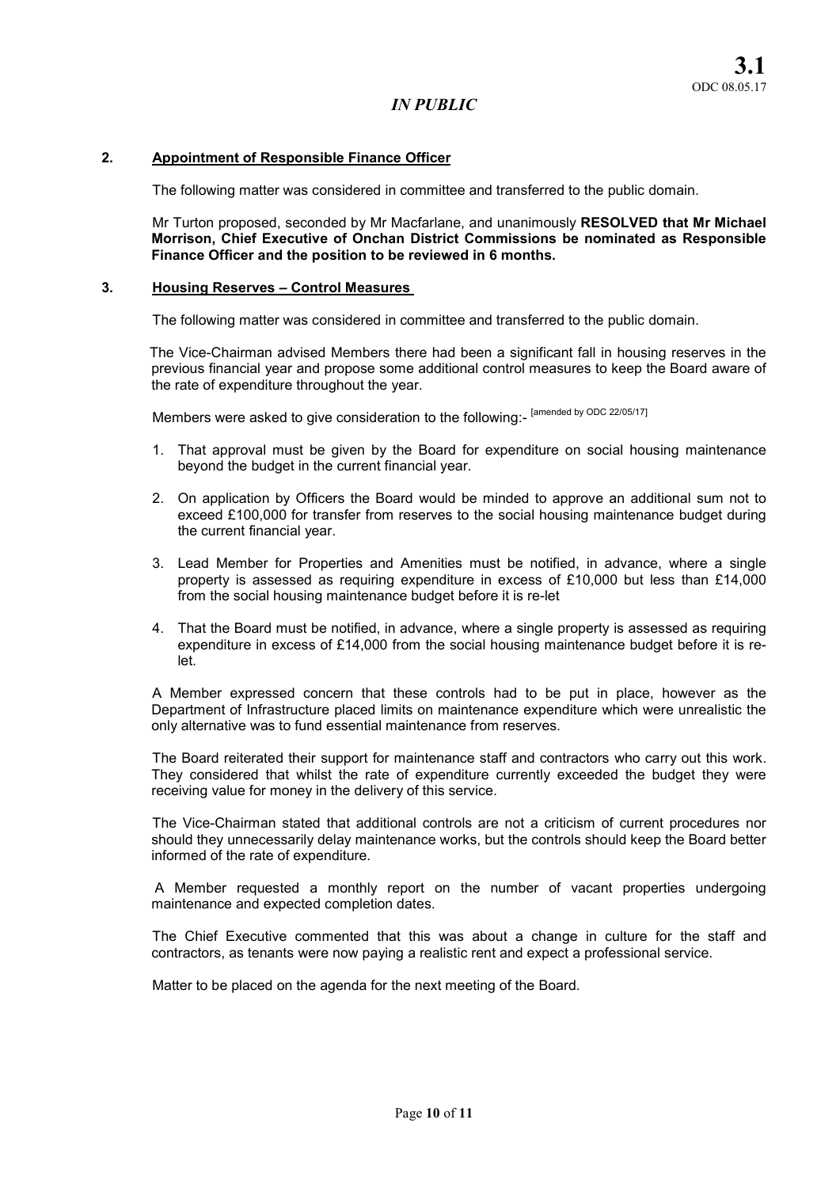**3.1**
ODC 08.05.17

*IN PUBLIC*

**2. Appointment of Responsible Finance Officer**

The following matter was considered in committee and transferred to the public domain.

Mr Turton proposed, seconded by Mr Macfarlane, and unanimously **RESOLVED that Mr Michael Morrison, Chief Executive of Onchan District Commissions be nominated as Responsible Finance Officer and the position to be reviewed in 6 months.**

**3. Housing Reserves – Control Measures**

The following matter was considered in committee and transferred to the public domain.

The Vice-Chairman advised Members there had been a significant fall in housing reserves in the previous financial year and propose some additional control measures to keep the Board aware of the rate of expenditure throughout the year.

Members were asked to give consideration to the following:- [amended by ODC 22/05/17]

1. That approval must be given by the Board for expenditure on social housing maintenance beyond the budget in the current financial year.
2. On application by Officers the Board would be minded to approve an additional sum not to exceed £100,000 for transfer from reserves to the social housing maintenance budget during the current financial year.
3. Lead Member for Properties and Amenities must be notified, in advance, where a single property is assessed as requiring expenditure in excess of £10,000 but less than £14,000 from the social housing maintenance budget before it is re-let
4. That the Board must be notified, in advance, where a single property is assessed as requiring expenditure in excess of £14,000 from the social housing maintenance budget before it is re-let.

A Member expressed concern that these controls had to be put in place, however as the Department of Infrastructure placed limits on maintenance expenditure which were unrealistic the only alternative was to fund essential maintenance from reserves.

The Board reiterated their support for maintenance staff and contractors who carry out this work. They considered that whilst the rate of expenditure currently exceeded the budget they were receiving value for money in the delivery of this service.

The Vice-Chairman stated that additional controls are not a criticism of current procedures nor should they unnecessarily delay maintenance works, but the controls should keep the Board better informed of the rate of expenditure.

A Member requested a monthly report on the number of vacant properties undergoing maintenance and expected completion dates.

The Chief Executive commented that this was about a change in culture for the staff and contractors, as tenants were now paying a realistic rent and expect a professional service.

Matter to be placed on the agenda for the next meeting of the Board.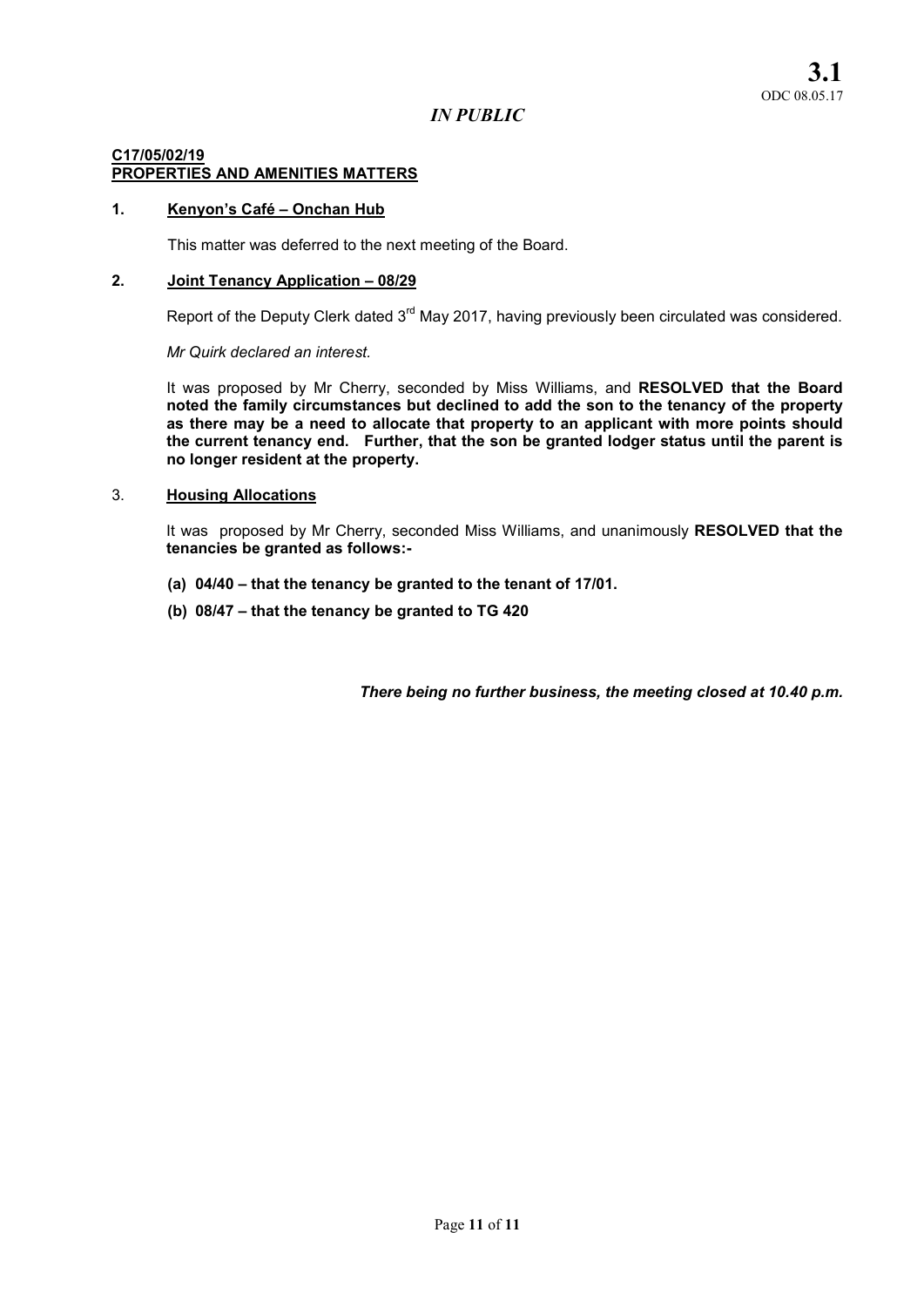**3.1**
ODC 08.05.17

*IN PUBLIC*

**C17/05/02/19**
**PROPERTIES AND AMENITIES MATTERS**

**1. Kenyon's Café – Onchan Hub**

This matter was deferred to the next meeting of the Board.

**2. Joint Tenancy Application – 08/29**

Report of the Deputy Clerk dated 3rd May 2017, having previously been circulated was considered.

*Mr Quirk declared an interest.*

It was proposed by Mr Cherry, seconded by Miss Williams, and **RESOLVED that the Board noted the family circumstances but declined to add the son to the tenancy of the property as there may be a need to allocate that property to an applicant with more points should the current tenancy end. Further, that the son be granted lodger status until the parent is no longer resident at the property.**

3. **Housing Allocations**

It was proposed by Mr Cherry, seconded Miss Williams, and unanimously **RESOLVED that the tenancies be granted as follows:-**

**(a) 04/40 – that the tenancy be granted to the tenant of 17/01.**

**(b) 08/47 – that the tenancy be granted to TG 420**

***There being no further business, the meeting closed at 10.40 p.m.***